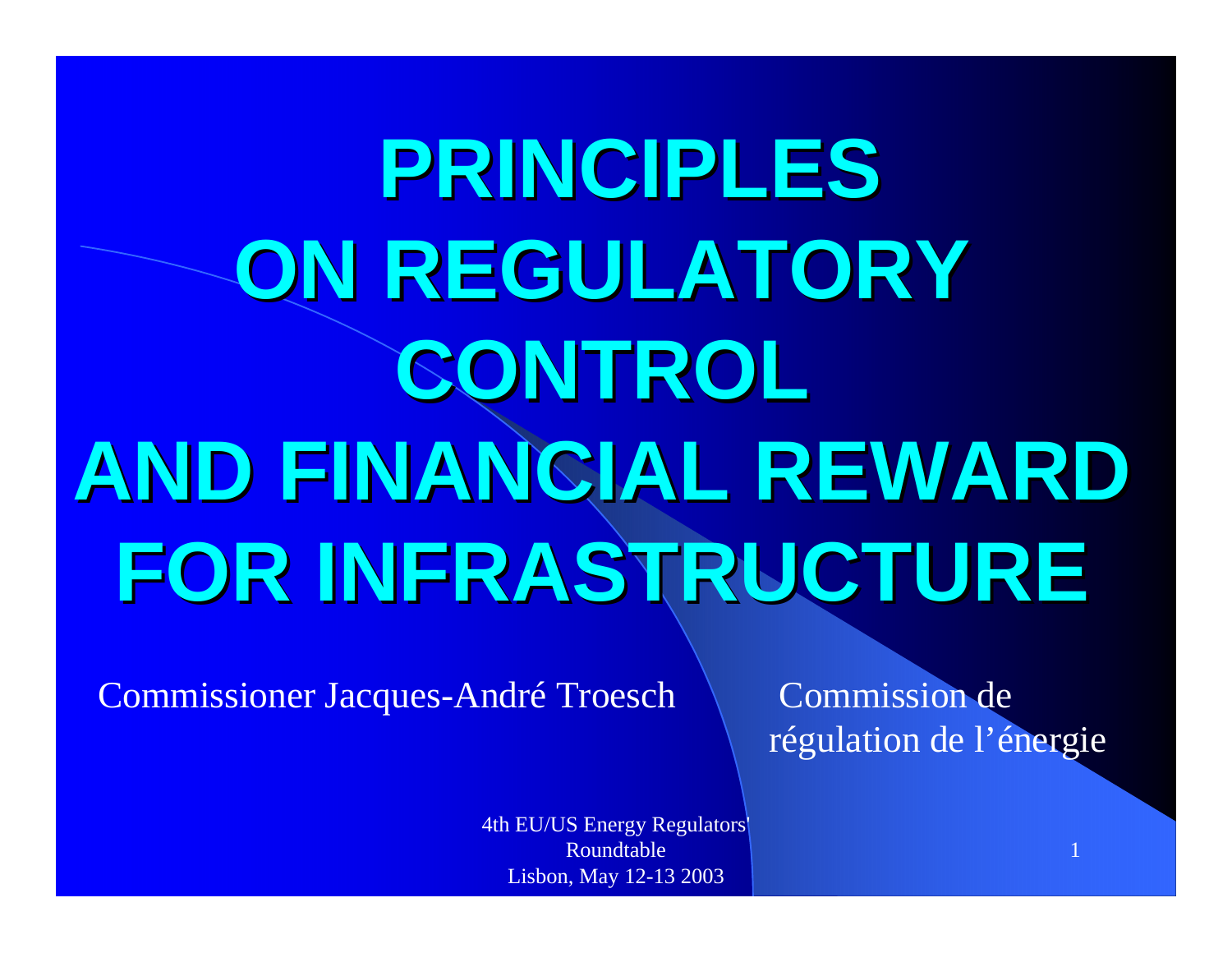# PRINCIPLES ON REGULATORY CONTROL AND FINANCIAL REWARD FOR INFRASTRUCTURE

Commissioner Jacques-André Troesch

Commission de régulation de l'énergie

4th EU/US Energy Regulators' Roundtable
Lisbon, May 12-13 2003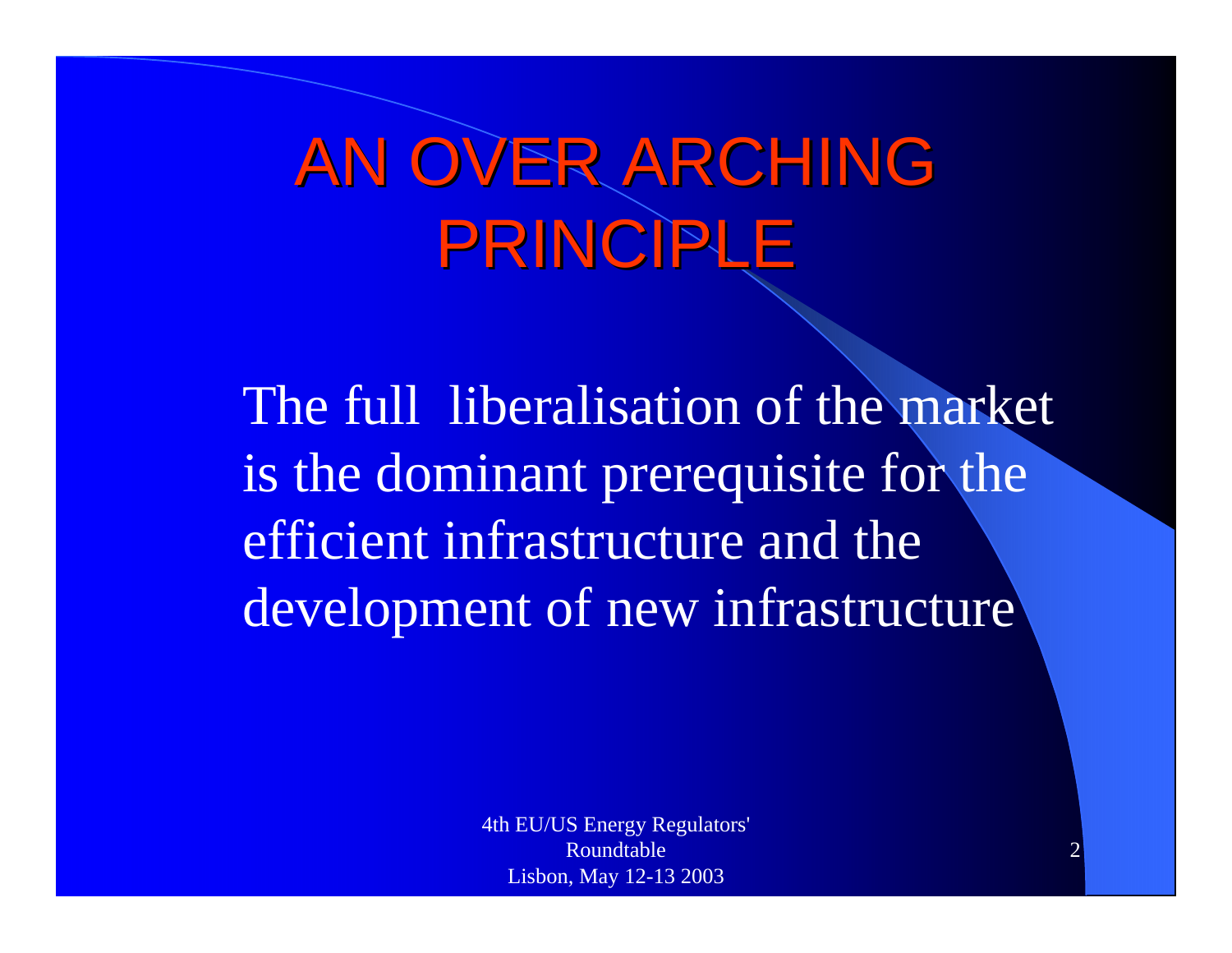# AN OVER ARCHING PRINCIPLE

The full liberalisation of the market is the dominant prerequisite for the efficient infrastructure and the development of new infrastructure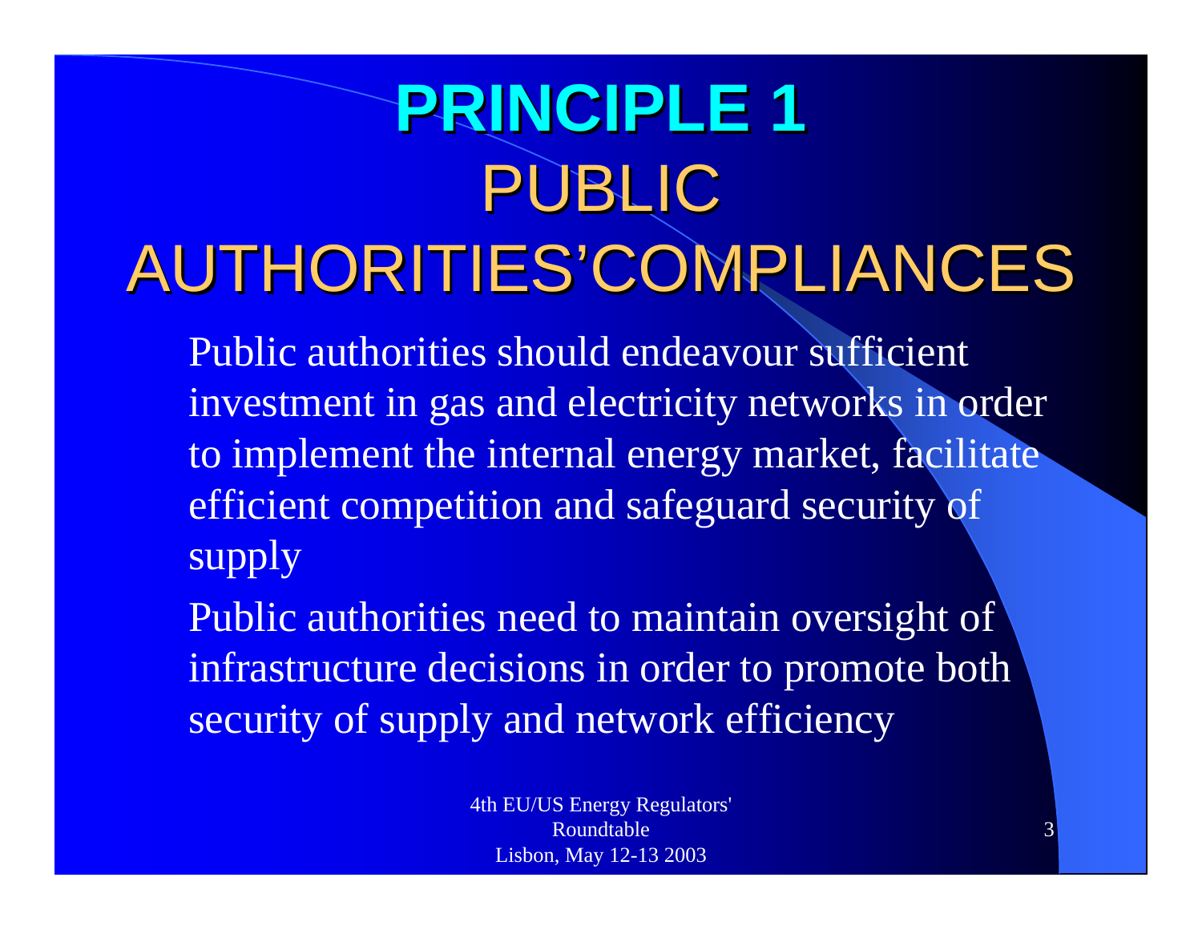# PRINCIPLE 1
## PUBLIC AUTHORITIES'COMPLIANCES

- Public authorities should endeavour sufficient investment in gas and electricity networks in order to implement the internal energy market, facilitate efficient competition and safeguard security of supply
- Public authorities need to maintain oversight of infrastructure decisions in order to promote both security of supply and network efficiency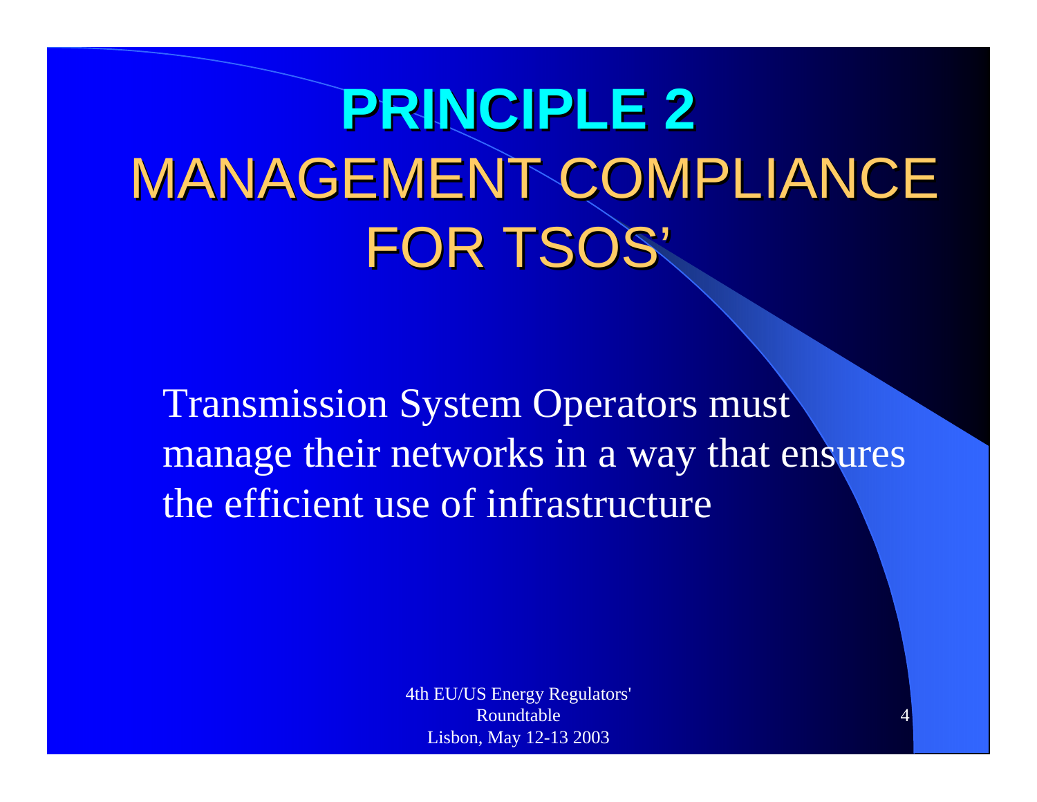# PRINCIPLE 2
## MANAGEMENT COMPLIANCE FOR TSOS'

Transmission System Operators must manage their networks in a way that ensures the efficient use of infrastructure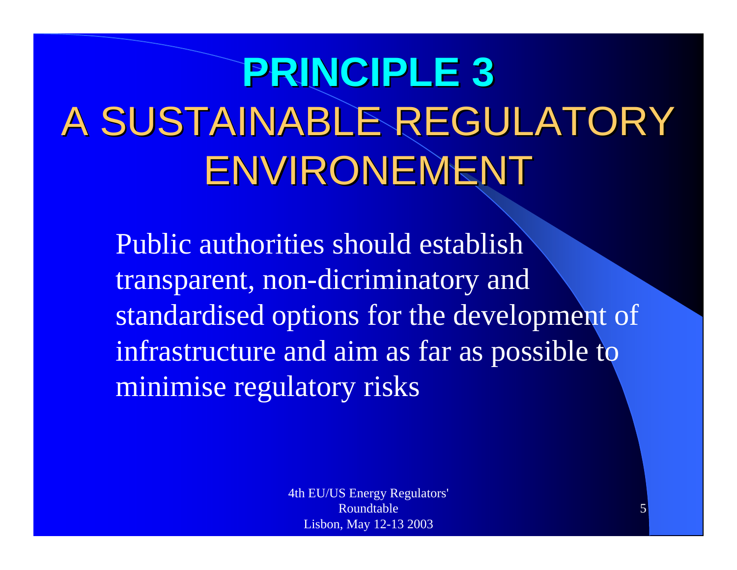# PRINCIPLE 3
## A SUSTAINABLE REGULATORY ENVIRONEMENT

Public authorities should establish transparent, non-dicriminatory and standardised options for the development of infrastructure and aim as far as possible to minimise regulatory risks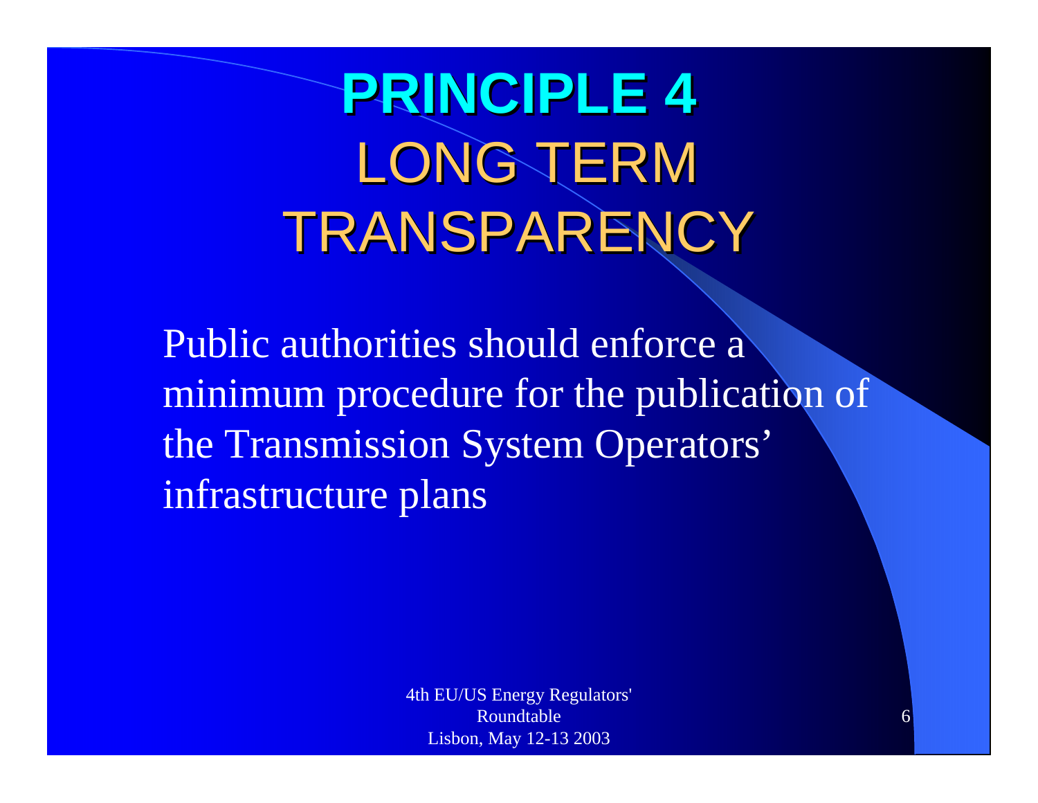# PRINCIPLE 4

## LONG TERM TRANSPARENCY

Public authorities should enforce a minimum procedure for the publication of the Transmission System Operators' infrastructure plans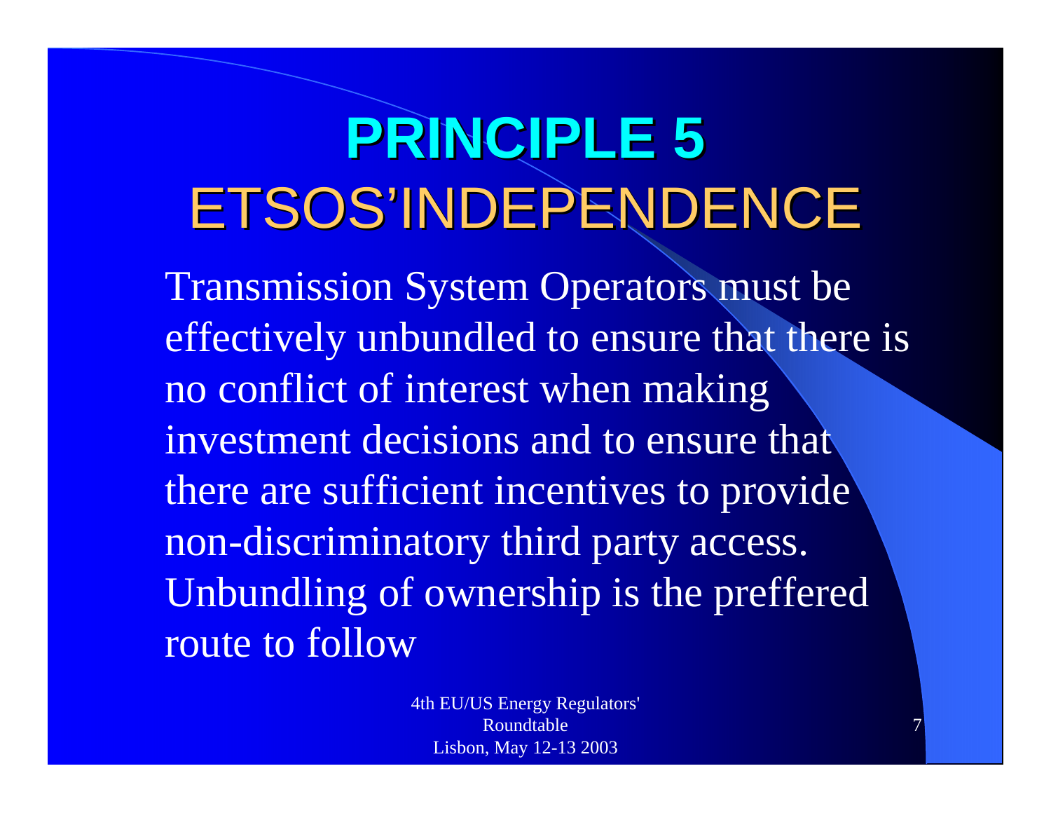# PRINCIPLE 5
## ETSOS'INDEPENDENCE

Transmission System Operators must be effectively unbundled to ensure that there is no conflict of interest when making investment decisions and to ensure that there are sufficient incentives to provide non-discriminatory third party access. Unbundling of ownership is the preffered route to follow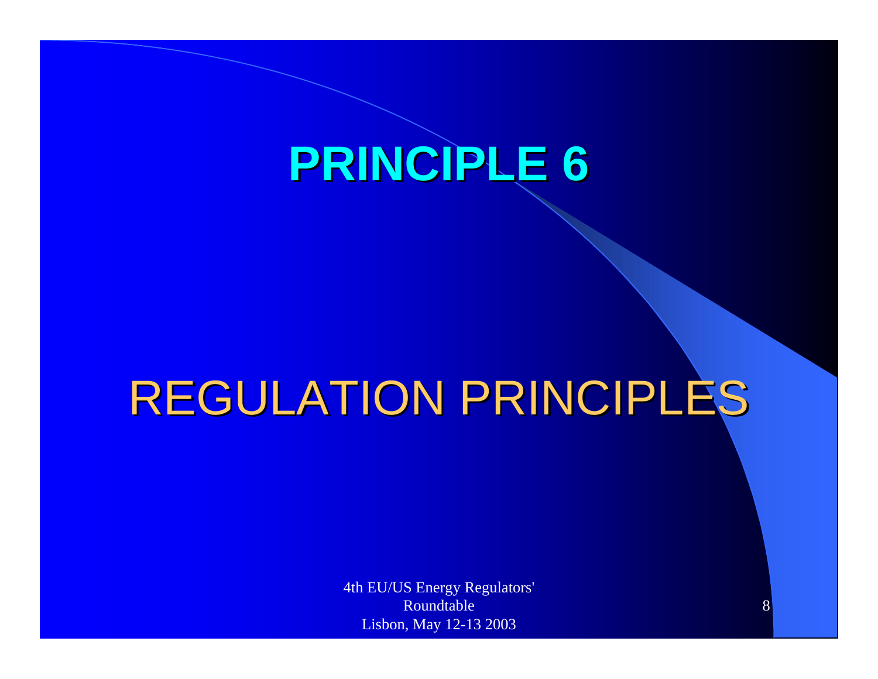# PRINCIPLE 6

## REGULATION PRINCIPLES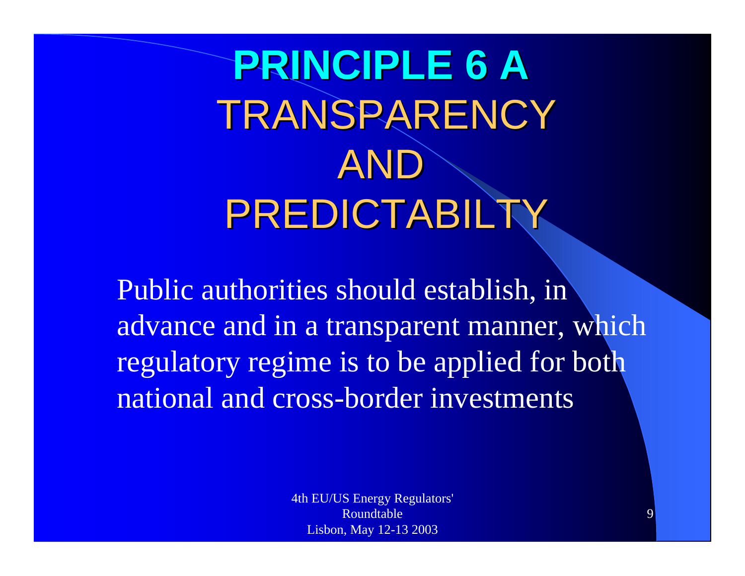# PRINCIPLE 6 A

## TRANSPARENCY AND PREDICTABILTY

Public authorities should establish, in advance and in a transparent manner, which regulatory regime is to be applied for both national and cross-border investments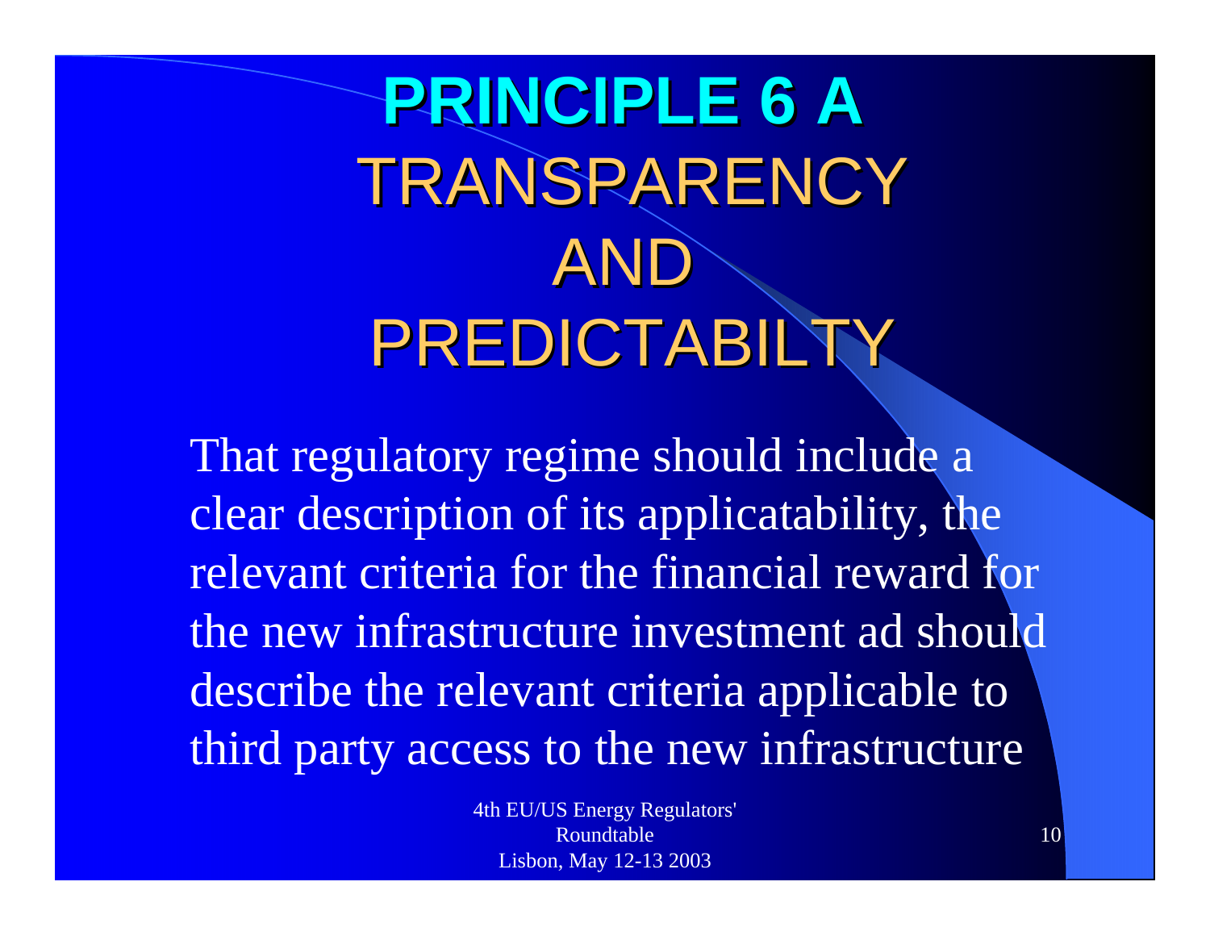# PRINCIPLE 6 A
## TRANSPARENCY AND PREDICTABILTY

That regulatory regime should include a clear description of its applicatability, the relevant criteria for the financial reward for the new infrastructure investment ad should describe the relevant criteria applicable to third party access to the new infrastructure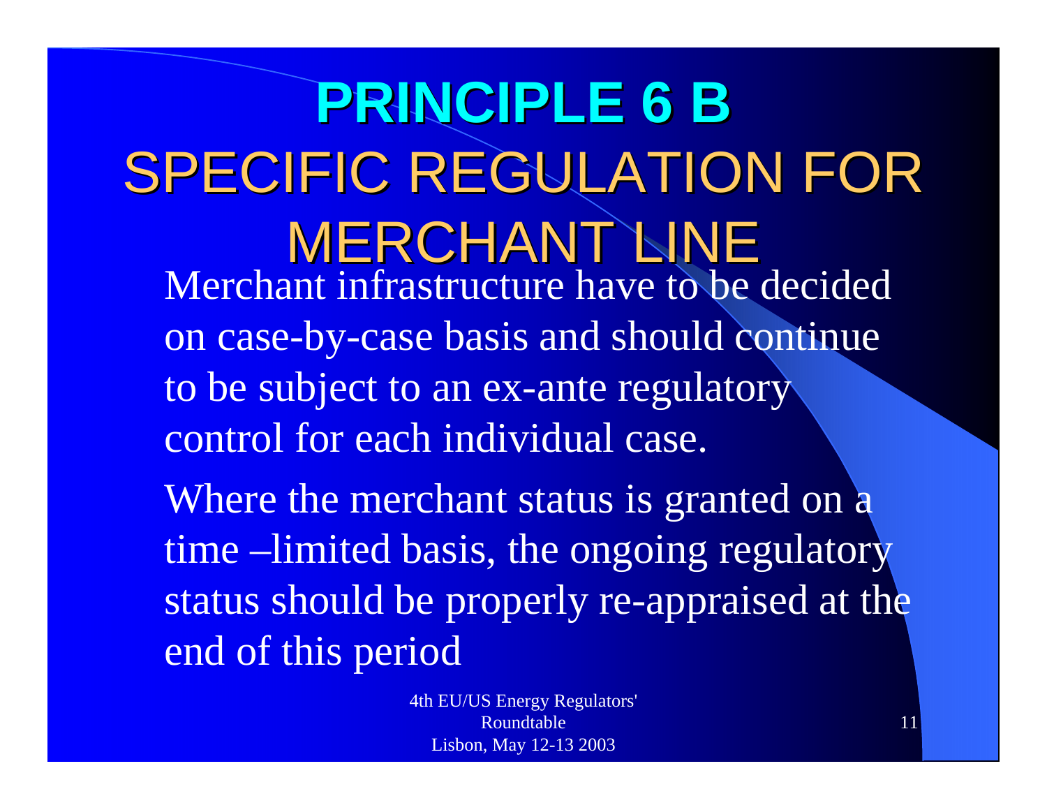# PRINCIPLE 6 B

## SPECIFIC REGULATION FOR MERCHANT LINE

Merchant infrastructure have to be decided on case-by-case basis and should continue to be subject to an ex-ante regulatory control for each individual case.

Where the merchant status is granted on a time –limited basis, the ongoing regulatory status should be properly re-appraised at the end of this period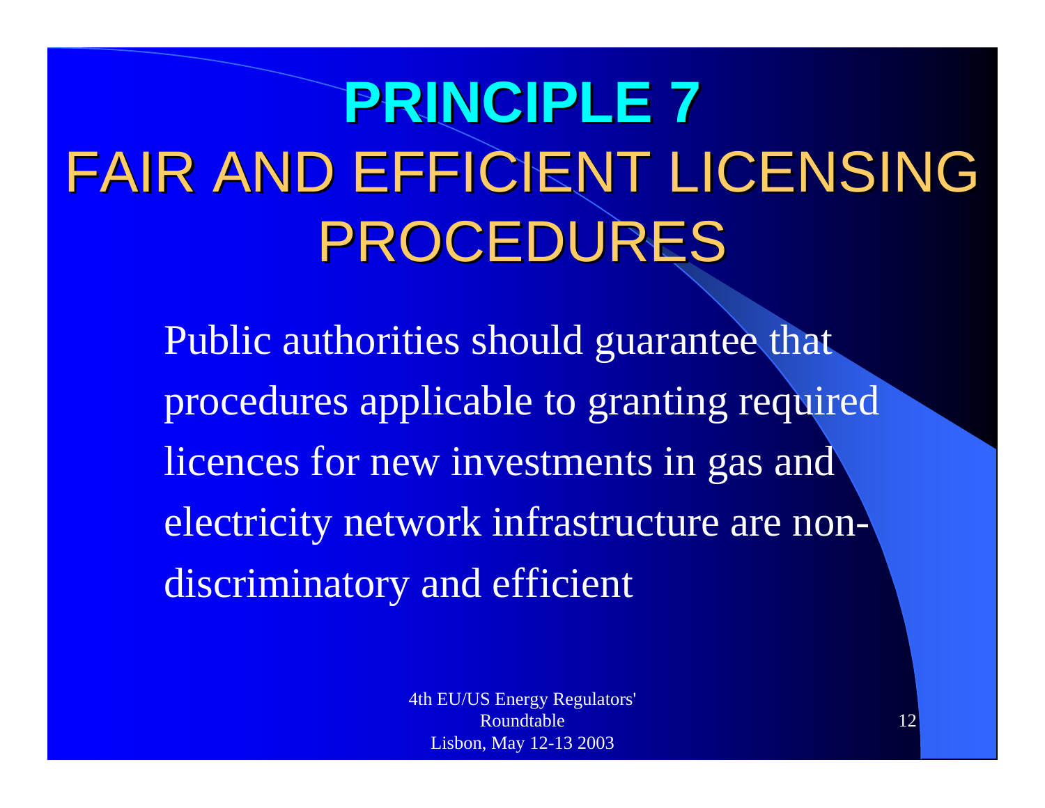# PRINCIPLE 7
## FAIR AND EFFICIENT LICENSING PROCEDURES

Public authorities should guarantee that procedures applicable to granting required licences for new investments in gas and electricity network infrastructure are non-discriminatory and efficient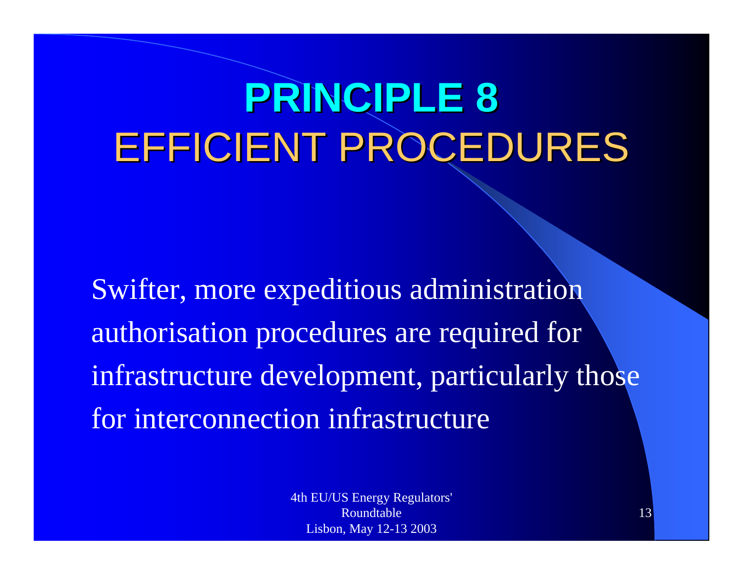# PRINCIPLE 8
## EFFICIENT PROCEDURES

Swifter, more expeditious administration authorisation procedures are required for infrastructure development, particularly those for interconnection infrastructure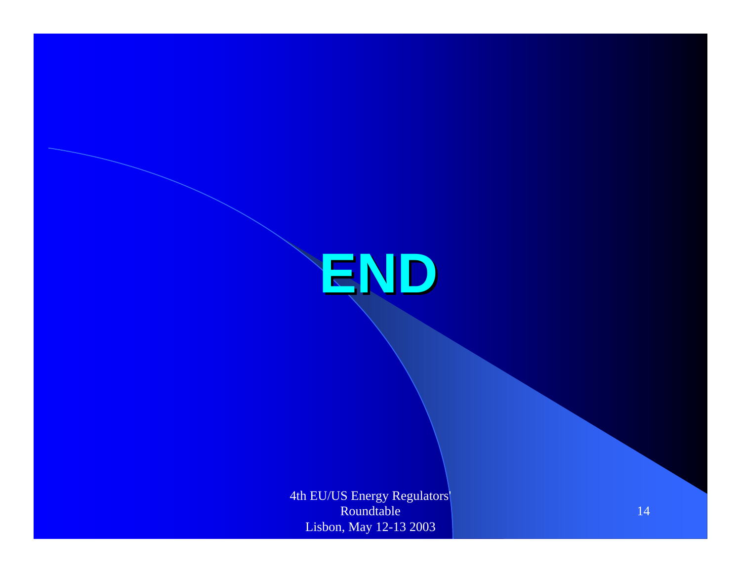# END